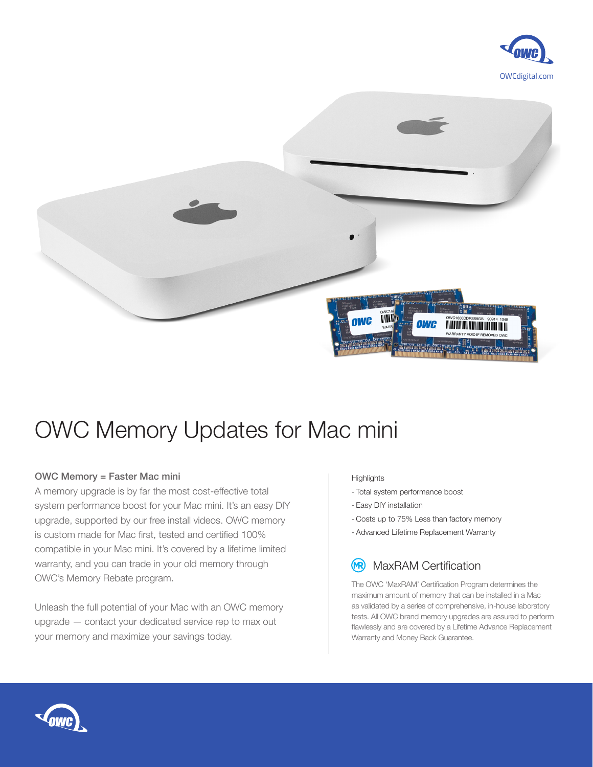OWCdigital.com

# OWC Memory Updates for Mac mini

### OWC Memory = Faster Mac mini

A memory upgrade is by far the most cost-effective total system performance boost for your Mac mini. It's an easy DIY upgrade, supported by our free install videos. OWC memory is custom made for Mac first, tested and certified 100% compatible in your Mac mini. It's covered by a lifetime limited warranty, and you can trade in your old memory through OWC's Memory Rebate program.

Unleash the full potential of your Mac with an OWC memory upgrade — contact your dedicated service rep to max out your memory and maximize your savings today.

Highlights

- Total system performance boost
- Easy DIY installation
- Costs up to 75% Less than factory memory
- Advanced Lifetime Replacement Warranty

## MaxRAM Certification

The OWC 'MaxRAM' Certification Program determines the maximum amount of memory that can be installed in a Mac as validated by a series of comprehensive, in-house laboratory tests. All OWC brand memory upgrades are assured to perform flawlessly and are covered by a Lifetime Advance Replacement Warranty and Money Back Guarantee.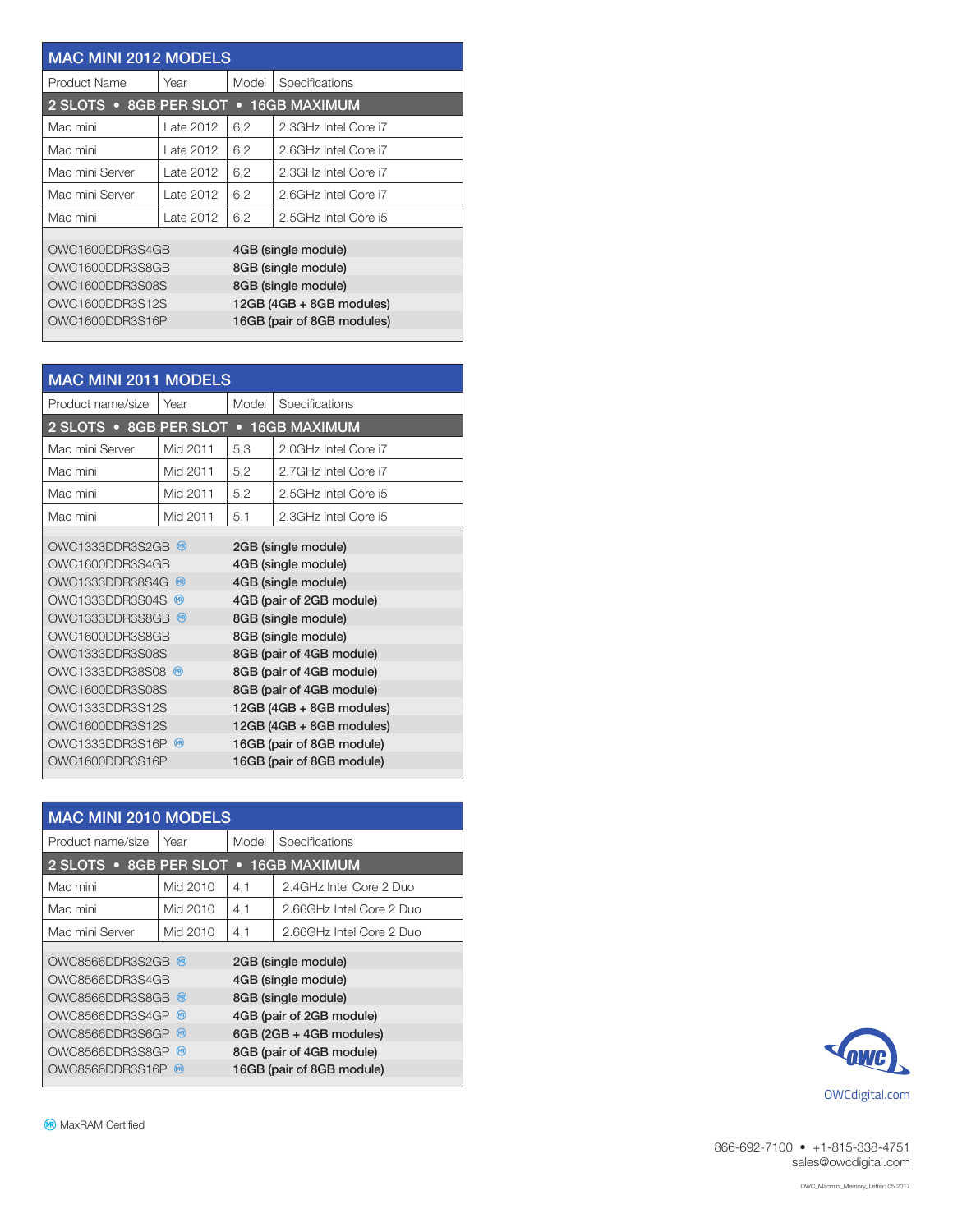## MAC MINI 2012 MODELS

| Product Name | Year | Model | Specifications |
|---|---|---|---|
| **2 SLOTS • 8GB PER SLOT • 16GB MAXIMUM** | | | |
| Mac mini | Late 2012 | 6,2 | 2.3GHz Intel Core i7 |
| Mac mini | Late 2012 | 6,2 | 2.6GHz Intel Core i7 |
| Mac mini Server | Late 2012 | 6,2 | 2.3GHz Intel Core i7 |
| Mac mini Server | Late 2012 | 6,2 | 2.6GHz Intel Core i7 |
| Mac mini | Late 2012 | 6,2 | 2.5GHz Intel Core i5 |

| | |
|---|---|
| OWC1600DDR3S4GB | **4GB (single module)** |
| OWC1600DDR3S8GB | **8GB (single module)** |
| OWC1600DDR3S08S | **8GB (single module)** |
| OWC1600DDR3S12S | **12GB (4GB + 8GB modules)** |
| OWC1600DDR3S16P | **16GB (pair of 8GB modules)** |

## MAC MINI 2011 MODELS

| Product name/size | Year | Model | Specifications |
|---|---|---|---|
| **2 SLOTS • 8GB PER SLOT • 16GB MAXIMUM** | | | |
| Mac mini Server | Mid 2011 | 5,3 | 2.0GHz Intel Core i7 |
| Mac mini | Mid 2011 | 5,2 | 2.7GHz Intel Core i7 |
| Mac mini | Mid 2011 | 5,2 | 2.5GHz Intel Core i5 |
| Mac mini | Mid 2011 | 5,1 | 2.3GHz Intel Core i5 |

| | |
|---|---|
| OWC1333DDR3S2GB (MR) | **2GB (single module)** |
| OWC1600DDR3S4GB | **4GB (single module)** |
| OWC1333DDR38S4G (MR) | **4GB (single module)** |
| OWC1333DDR3S04S (MR) | **4GB (pair of 2GB module)** |
| OWC1333DDR3S8GB (MR) | **8GB (single module)** |
| OWC1600DDR3S8GB | **8GB (single module)** |
| OWC1333DDR3S08S | **8GB (pair of 4GB module)** |
| OWC1333DDR38S08 (MR) | **8GB (pair of 4GB module)** |
| OWC1600DDR3S08S | **8GB (pair of 4GB module)** |
| OWC1333DDR3S12S | **12GB (4GB + 8GB modules)** |
| OWC1600DDR3S12S | **12GB (4GB + 8GB modules)** |
| OWC1333DDR3S16P (MR) | **16GB (pair of 8GB module)** |
| OWC1600DDR3S16P | **16GB (pair of 8GB module)** |

## MAC MINI 2010 MODELS

| Product name/size | Year | Model | Specifications |
|---|---|---|---|
| **2 SLOTS • 8GB PER SLOT • 16GB MAXIMUM** | | | |
| Mac mini | Mid 2010 | 4,1 | 2.4GHz Intel Core 2 Duo |
| Mac mini | Mid 2010 | 4,1 | 2.66GHz Intel Core 2 Duo |
| Mac mini Server | Mid 2010 | 4,1 | 2.66GHz Intel Core 2 Duo |

| | |
|---|---|
| OWC8566DDR3S2GB (MR) | **2GB (single module)** |
| OWC8566DDR3S4GB | **4GB (single module)** |
| OWC8566DDR3S8GB (MR) | **8GB (single module)** |
| OWC8566DDR3S4GP (MR) | **4GB (pair of 2GB module)** |
| OWC8566DDR3S6GP (MR) | **6GB (2GB + 4GB modules)** |
| OWC8566DDR3S8GP (MR) | **8GB (pair of 4GB module)** |
| OWC8566DDR3S16P (MR) | **16GB (pair of 8GB module)** |

(MR) MaxRAM Certified

OWCdigital.com

866-692-7100 • +1-815-338-4751
sales@owcdigital.com

OWC_Macmini_Memory_Letter: 05.2017